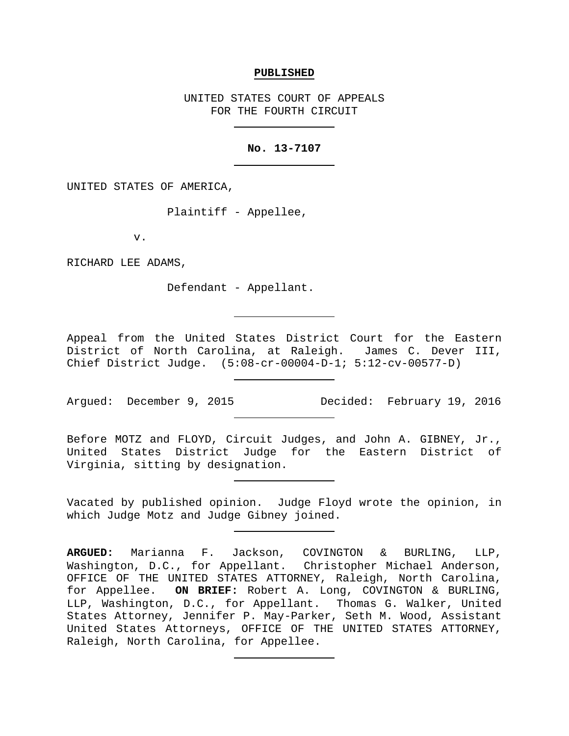**PUBLISHED**

UNITED STATES COURT OF APPEALS
FOR THE FOURTH CIRCUIT

---

**No. 13-7107**

---

UNITED STATES OF AMERICA,

Plaintiff - Appellee,

v.

RICHARD LEE ADAMS,

Defendant - Appellant.

---

Appeal from the United States District Court for the Eastern District of North Carolina, at Raleigh. James C. Dever III, Chief District Judge. (5:08-cr-00004-D-1; 5:12-cv-00577-D)

---

Argued: December 9, 2015 Decided: February 19, 2016

---

Before MOTZ and FLOYD, Circuit Judges, and John A. GIBNEY, Jr., United States District Judge for the Eastern District of Virginia, sitting by designation.

---

Vacated by published opinion. Judge Floyd wrote the opinion, in which Judge Motz and Judge Gibney joined.

---

**ARGUED:** Marianna F. Jackson, COVINGTON & BURLING, LLP, Washington, D.C., for Appellant. Christopher Michael Anderson, OFFICE OF THE UNITED STATES ATTORNEY, Raleigh, North Carolina, for Appellee. **ON BRIEF:** Robert A. Long, COVINGTON & BURLING, LLP, Washington, D.C., for Appellant. Thomas G. Walker, United States Attorney, Jennifer P. May-Parker, Seth M. Wood, Assistant United States Attorneys, OFFICE OF THE UNITED STATES ATTORNEY, Raleigh, North Carolina, for Appellee.

---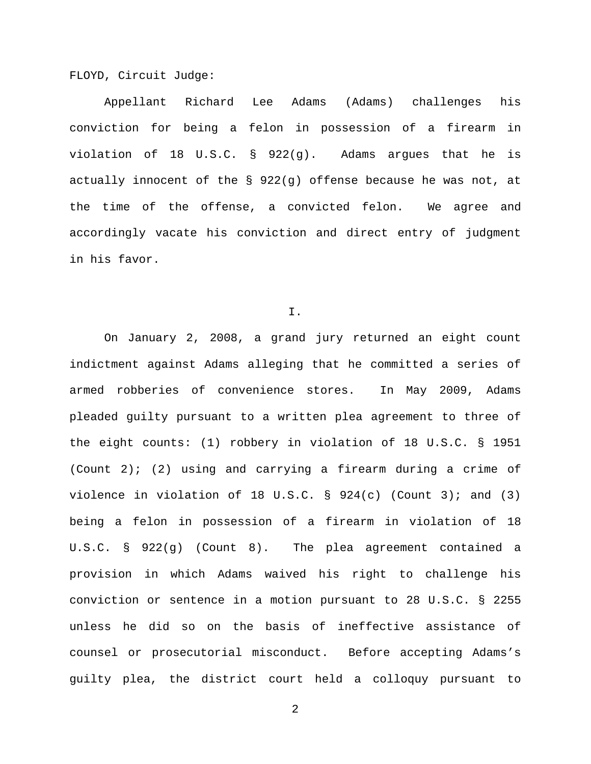FLOYD, Circuit Judge:

Appellant Richard Lee Adams (Adams) challenges his conviction for being a felon in possession of a firearm in violation of 18 U.S.C. § 922(g). Adams argues that he is actually innocent of the § 922(g) offense because he was not, at the time of the offense, a convicted felon. We agree and accordingly vacate his conviction and direct entry of judgment in his favor.

## I.

On January 2, 2008, a grand jury returned an eight count indictment against Adams alleging that he committed a series of armed robberies of convenience stores. In May 2009, Adams pleaded guilty pursuant to a written plea agreement to three of the eight counts: (1) robbery in violation of 18 U.S.C. § 1951 (Count 2); (2) using and carrying a firearm during a crime of violence in violation of 18 U.S.C. § 924(c) (Count 3); and (3) being a felon in possession of a firearm in violation of 18 U.S.C. § 922(g) (Count 8). The plea agreement contained a provision in which Adams waived his right to challenge his conviction or sentence in a motion pursuant to 28 U.S.C. § 2255 unless he did so on the basis of ineffective assistance of counsel or prosecutorial misconduct. Before accepting Adams's guilty plea, the district court held a colloquy pursuant to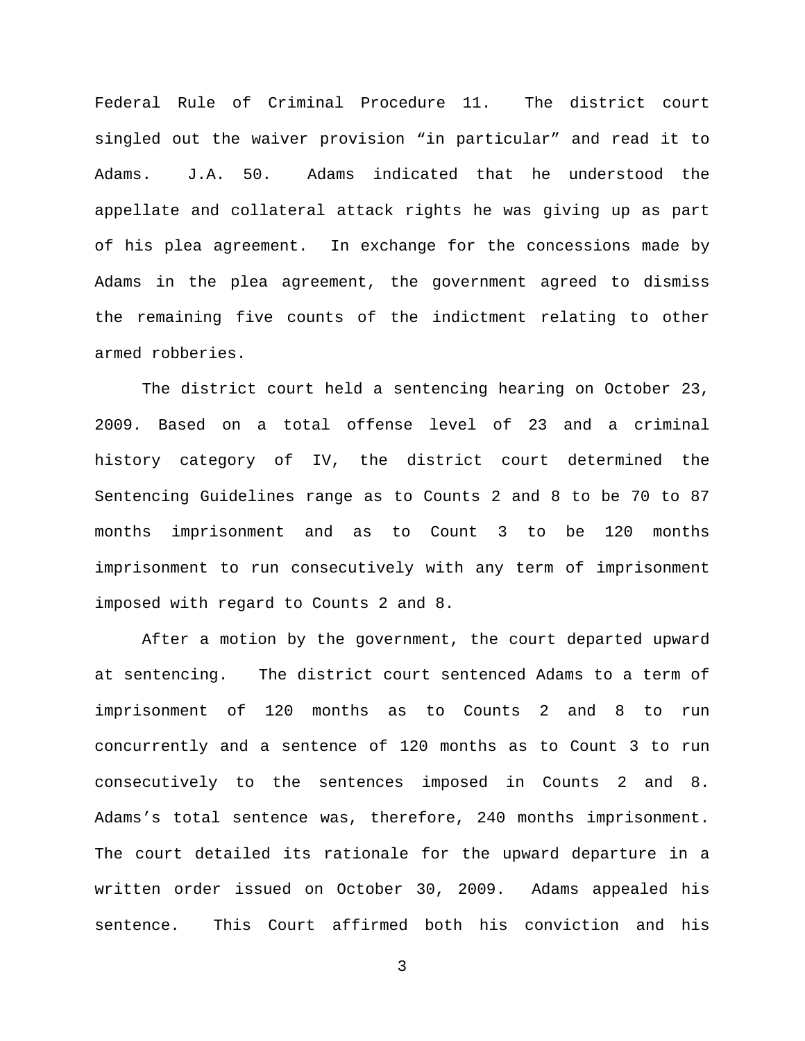Federal Rule of Criminal Procedure 11. The district court singled out the waiver provision "in particular" and read it to Adams. J.A. 50. Adams indicated that he understood the appellate and collateral attack rights he was giving up as part of his plea agreement. In exchange for the concessions made by Adams in the plea agreement, the government agreed to dismiss the remaining five counts of the indictment relating to other armed robberies.

The district court held a sentencing hearing on October 23, 2009. Based on a total offense level of 23 and a criminal history category of IV, the district court determined the Sentencing Guidelines range as to Counts 2 and 8 to be 70 to 87 months imprisonment and as to Count 3 to be 120 months imprisonment to run consecutively with any term of imprisonment imposed with regard to Counts 2 and 8.

After a motion by the government, the court departed upward at sentencing. The district court sentenced Adams to a term of imprisonment of 120 months as to Counts 2 and 8 to run concurrently and a sentence of 120 months as to Count 3 to run consecutively to the sentences imposed in Counts 2 and 8. Adams's total sentence was, therefore, 240 months imprisonment. The court detailed its rationale for the upward departure in a written order issued on October 30, 2009. Adams appealed his sentence. This Court affirmed both his conviction and his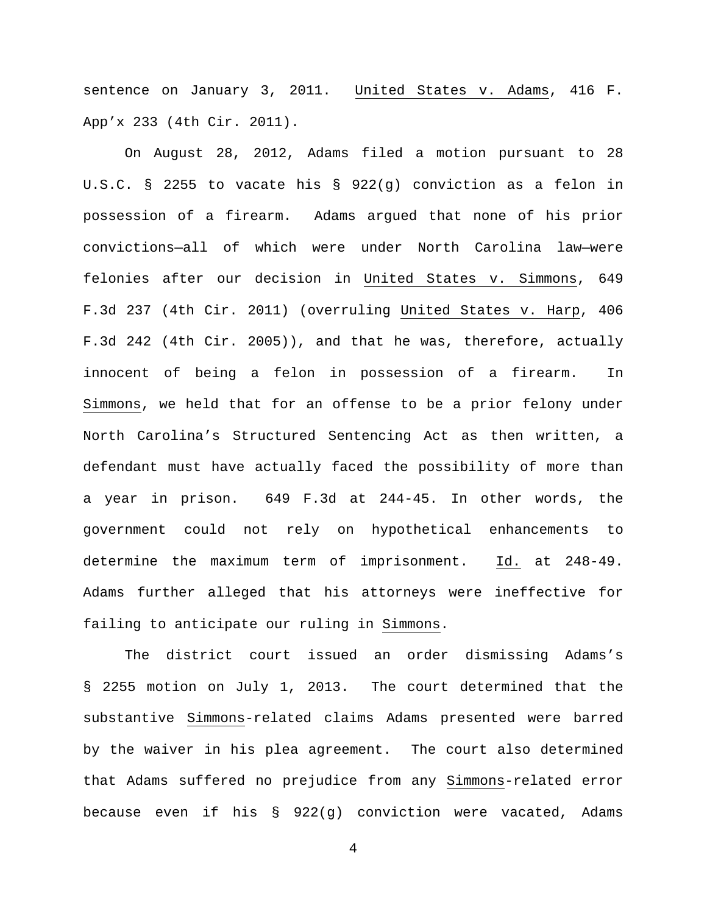sentence on January 3, 2011. United States v. Adams, 416 F. App'x 233 (4th Cir. 2011).

On August 28, 2012, Adams filed a motion pursuant to 28 U.S.C. § 2255 to vacate his § 922(g) conviction as a felon in possession of a firearm. Adams argued that none of his prior convictions—all of which were under North Carolina law—were felonies after our decision in United States v. Simmons, 649 F.3d 237 (4th Cir. 2011) (overruling United States v. Harp, 406 F.3d 242 (4th Cir. 2005)), and that he was, therefore, actually innocent of being a felon in possession of a firearm. In Simmons, we held that for an offense to be a prior felony under North Carolina's Structured Sentencing Act as then written, a defendant must have actually faced the possibility of more than a year in prison. 649 F.3d at 244-45. In other words, the government could not rely on hypothetical enhancements to determine the maximum term of imprisonment. Id. at 248-49. Adams further alleged that his attorneys were ineffective for failing to anticipate our ruling in Simmons.

The district court issued an order dismissing Adams's § 2255 motion on July 1, 2013. The court determined that the substantive Simmons-related claims Adams presented were barred by the waiver in his plea agreement. The court also determined that Adams suffered no prejudice from any Simmons-related error because even if his § 922(g) conviction were vacated, Adams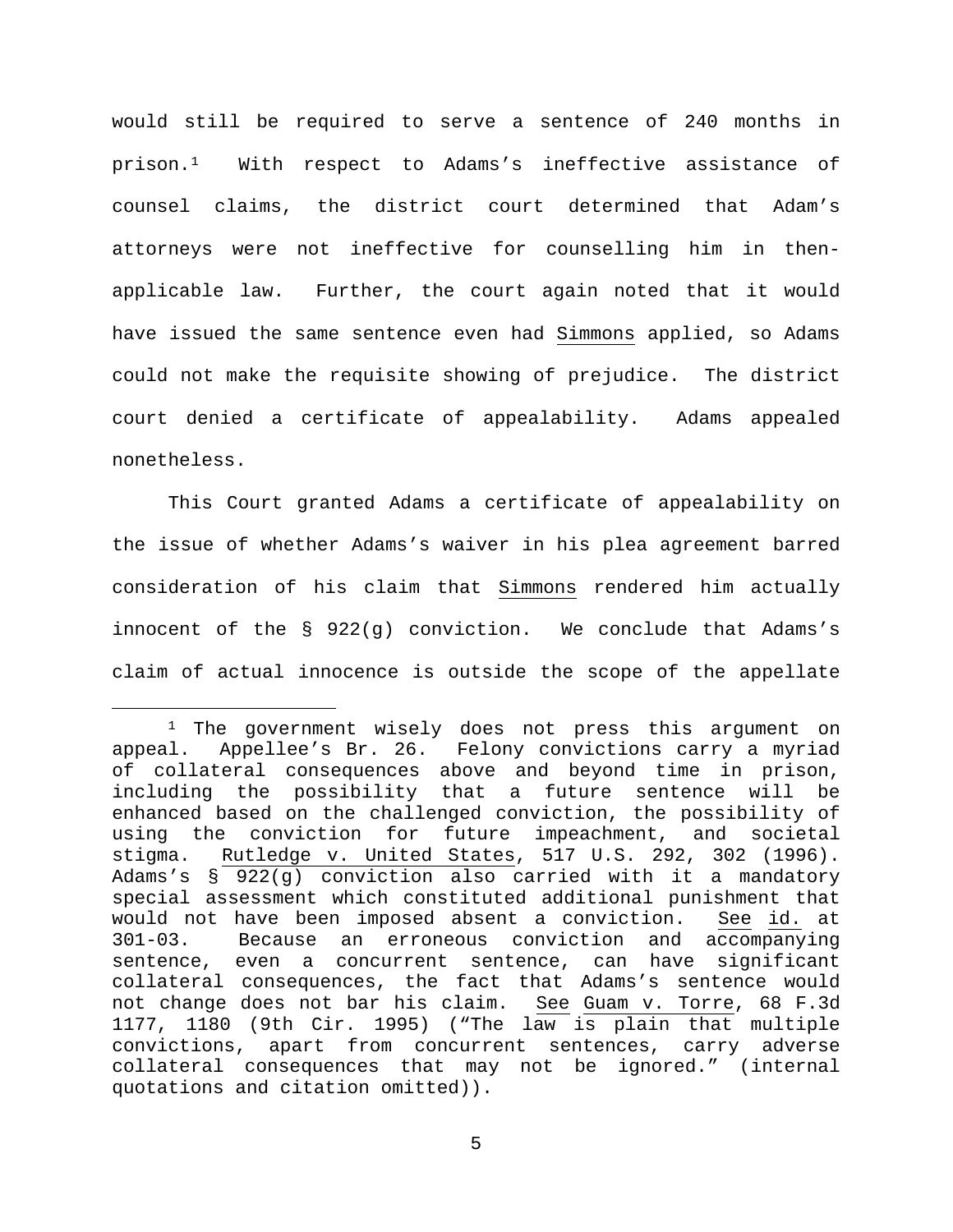would still be required to serve a sentence of 240 months in prison.[1] With respect to Adams's ineffective assistance of counsel claims, the district court determined that Adam's attorneys were not ineffective for counselling him in then-applicable law. Further, the court again noted that it would have issued the same sentence even had Simmons applied, so Adams could not make the requisite showing of prejudice. The district court denied a certificate of appealability. Adams appealed nonetheless.

This Court granted Adams a certificate of appealability on the issue of whether Adams's waiver in his plea agreement barred consideration of his claim that Simmons rendered him actually innocent of the § 922(g) conviction. We conclude that Adams's claim of actual innocence is outside the scope of the appellate

---

[1] The government wisely does not press this argument on appeal. Appellee's Br. 26. Felony convictions carry a myriad of collateral consequences above and beyond time in prison, including the possibility that a future sentence will be enhanced based on the challenged conviction, the possibility of using the conviction for future impeachment, and societal stigma. Rutledge v. United States, 517 U.S. 292, 302 (1996). Adams's § 922(g) conviction also carried with it a mandatory special assessment which constituted additional punishment that would not have been imposed absent a conviction. See id. at 301-03. Because an erroneous conviction and accompanying sentence, even a concurrent sentence, can have significant collateral consequences, the fact that Adams's sentence would not change does not bar his claim. See Guam v. Torre, 68 F.3d 1177, 1180 (9th Cir. 1995) ("The law is plain that multiple convictions, apart from concurrent sentences, carry adverse collateral consequences that may not be ignored." (internal quotations and citation omitted)).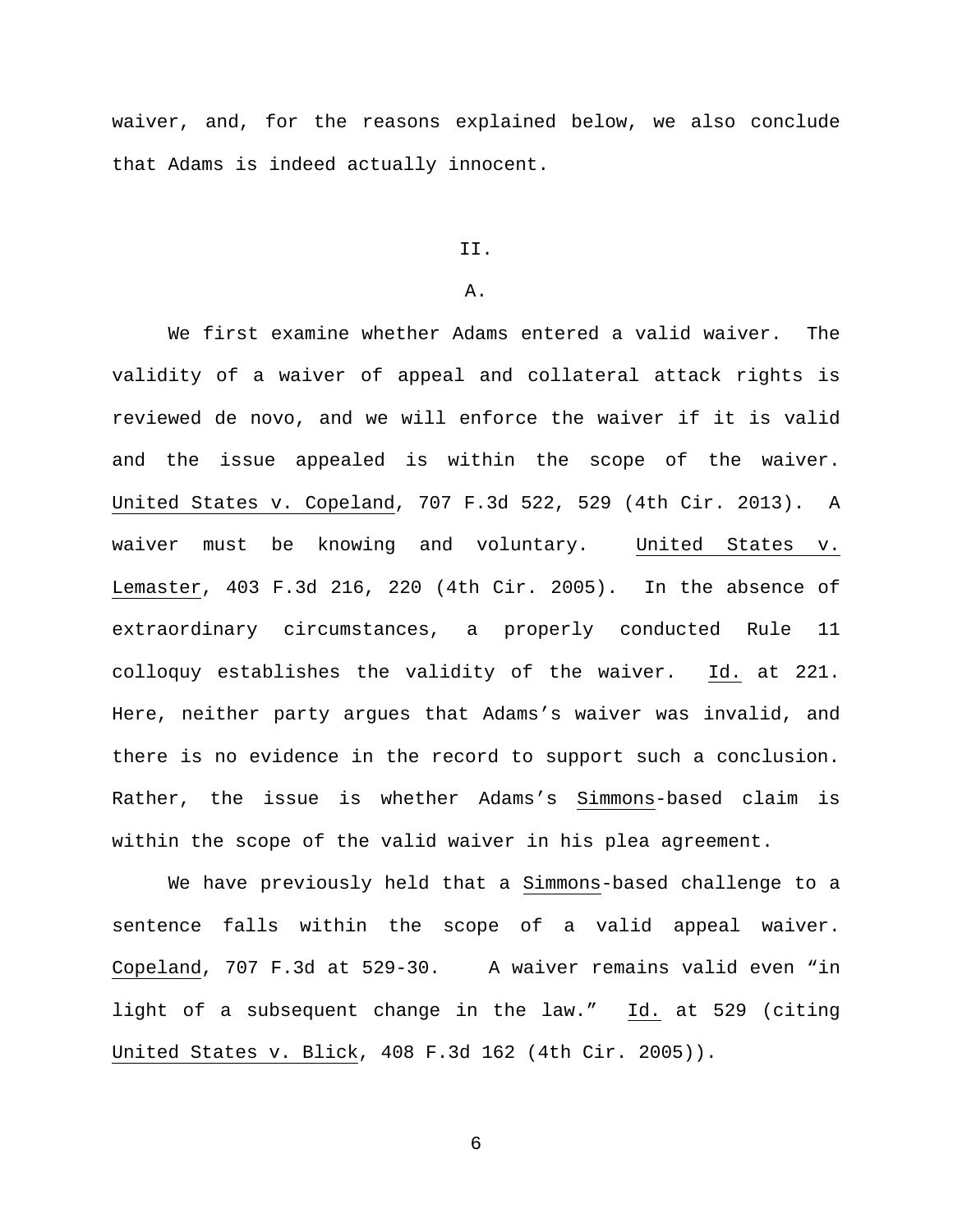waiver, and, for the reasons explained below, we also conclude that Adams is indeed actually innocent.

## II.

### A.

We first examine whether Adams entered a valid waiver. The validity of a waiver of appeal and collateral attack rights is reviewed de novo, and we will enforce the waiver if it is valid and the issue appealed is within the scope of the waiver. United States v. Copeland, 707 F.3d 522, 529 (4th Cir. 2013). A waiver must be knowing and voluntary. United States v. Lemaster, 403 F.3d 216, 220 (4th Cir. 2005). In the absence of extraordinary circumstances, a properly conducted Rule 11 colloquy establishes the validity of the waiver. Id. at 221. Here, neither party argues that Adams's waiver was invalid, and there is no evidence in the record to support such a conclusion. Rather, the issue is whether Adams's Simmons-based claim is within the scope of the valid waiver in his plea agreement.

We have previously held that a Simmons-based challenge to a sentence falls within the scope of a valid appeal waiver. Copeland, 707 F.3d at 529-30. A waiver remains valid even "in light of a subsequent change in the law." Id. at 529 (citing United States v. Blick, 408 F.3d 162 (4th Cir. 2005)).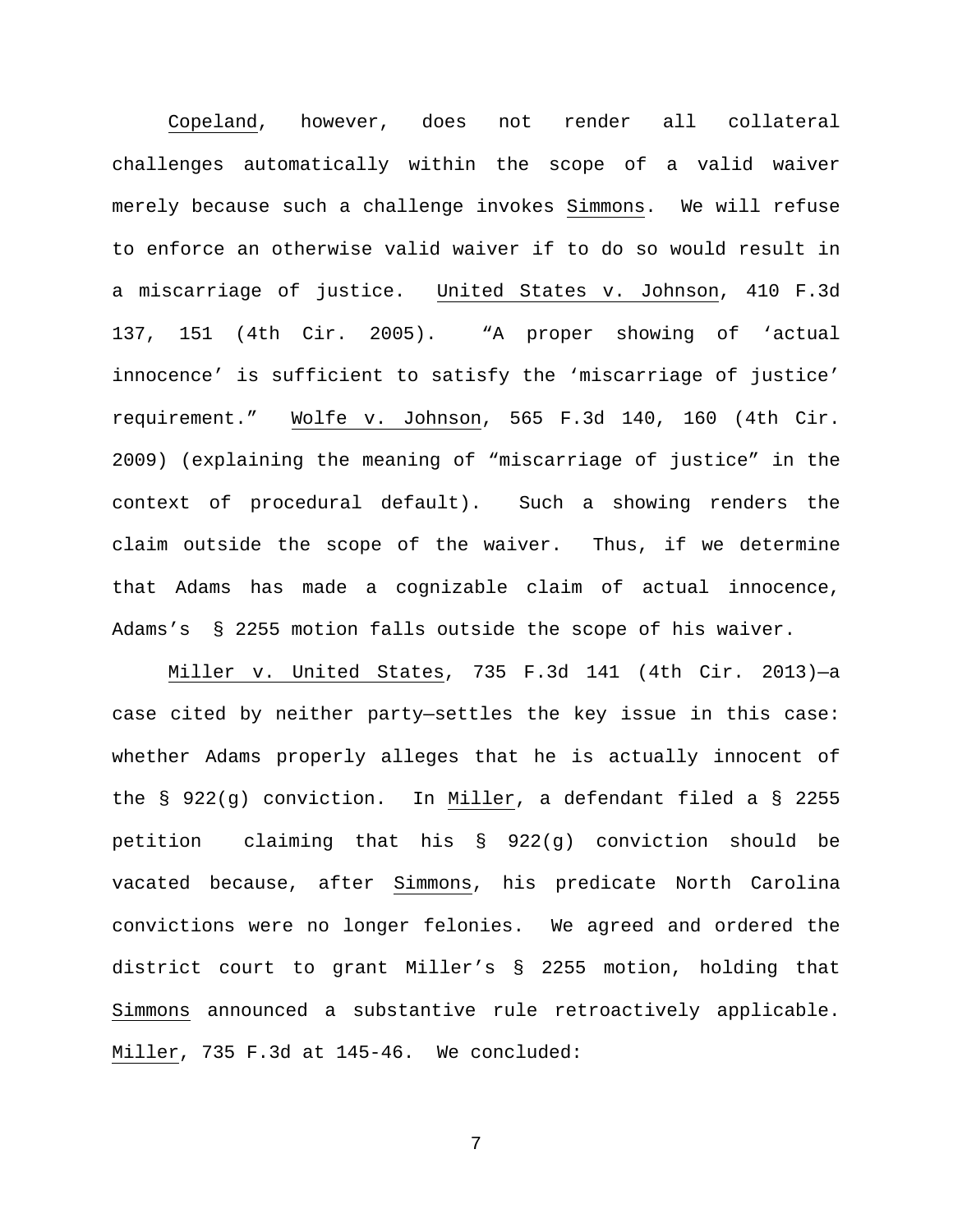Copeland, however, does not render all collateral challenges automatically within the scope of a valid waiver merely because such a challenge invokes Simmons. We will refuse to enforce an otherwise valid waiver if to do so would result in a miscarriage of justice. United States v. Johnson, 410 F.3d 137, 151 (4th Cir. 2005). "A proper showing of 'actual innocence' is sufficient to satisfy the 'miscarriage of justice' requirement." Wolfe v. Johnson, 565 F.3d 140, 160 (4th Cir. 2009) (explaining the meaning of "miscarriage of justice" in the context of procedural default). Such a showing renders the claim outside the scope of the waiver. Thus, if we determine that Adams has made a cognizable claim of actual innocence, Adams's § 2255 motion falls outside the scope of his waiver.

Miller v. United States, 735 F.3d 141 (4th Cir. 2013)—a case cited by neither party—settles the key issue in this case: whether Adams properly alleges that he is actually innocent of the § 922(g) conviction. In Miller, a defendant filed a § 2255 petition claiming that his § 922(g) conviction should be vacated because, after Simmons, his predicate North Carolina convictions were no longer felonies. We agreed and ordered the district court to grant Miller's § 2255 motion, holding that Simmons announced a substantive rule retroactively applicable. Miller, 735 F.3d at 145-46. We concluded: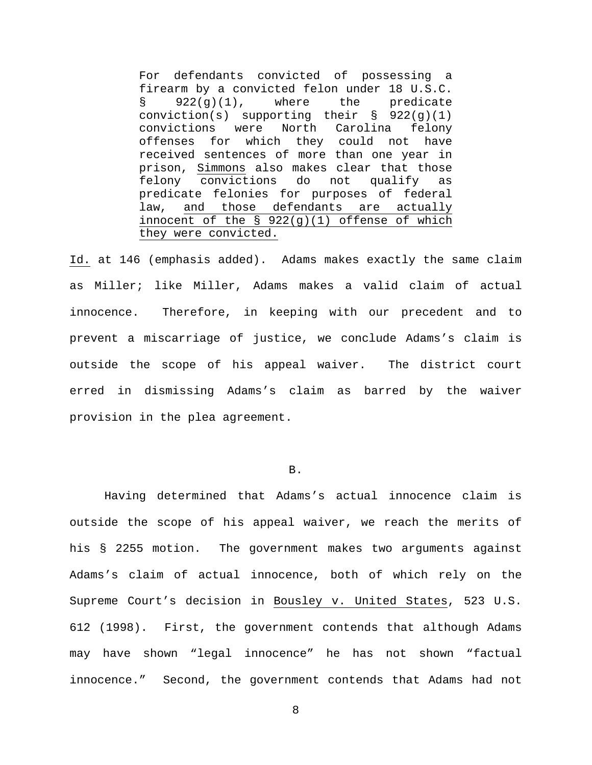> For defendants convicted of possessing a firearm by a convicted felon under 18 U.S.C. § 922(g)(1), where the predicate conviction(s) supporting their § 922(g)(1) convictions were North Carolina felony offenses for which they could not have received sentences of more than one year in prison, Simmons also makes clear that those felony convictions do not qualify as predicate felonies for purposes of federal law, and those defendants are actually innocent of the § 922(g)(1) offense of which they were convicted.

Id. at 146 (emphasis added). Adams makes exactly the same claim as Miller; like Miller, Adams makes a valid claim of actual innocence. Therefore, in keeping with our precedent and to prevent a miscarriage of justice, we conclude Adams's claim is outside the scope of his appeal waiver. The district court erred in dismissing Adams's claim as barred by the waiver provision in the plea agreement.

B.

Having determined that Adams's actual innocence claim is outside the scope of his appeal waiver, we reach the merits of his § 2255 motion. The government makes two arguments against Adams's claim of actual innocence, both of which rely on the Supreme Court's decision in Bousley v. United States, 523 U.S. 612 (1998). First, the government contends that although Adams may have shown "legal innocence" he has not shown "factual innocence." Second, the government contends that Adams had not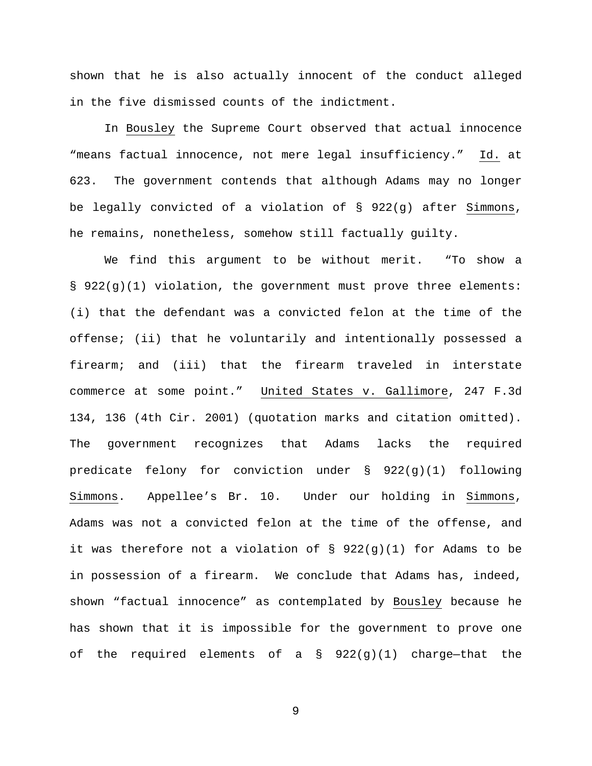shown that he is also actually innocent of the conduct alleged in the five dismissed counts of the indictment.

In Bousley the Supreme Court observed that actual innocence "means factual innocence, not mere legal insufficiency." Id. at 623. The government contends that although Adams may no longer be legally convicted of a violation of § 922(g) after Simmons, he remains, nonetheless, somehow still factually guilty.

We find this argument to be without merit. "To show a § 922(g)(1) violation, the government must prove three elements: (i) that the defendant was a convicted felon at the time of the offense; (ii) that he voluntarily and intentionally possessed a firearm; and (iii) that the firearm traveled in interstate commerce at some point." United States v. Gallimore, 247 F.3d 134, 136 (4th Cir. 2001) (quotation marks and citation omitted). The government recognizes that Adams lacks the required predicate felony for conviction under § 922(g)(1) following Simmons. Appellee's Br. 10. Under our holding in Simmons, Adams was not a convicted felon at the time of the offense, and it was therefore not a violation of § 922(g)(1) for Adams to be in possession of a firearm. We conclude that Adams has, indeed, shown "factual innocence" as contemplated by Bousley because he has shown that it is impossible for the government to prove one of the required elements of a § 922(g)(1) charge—that the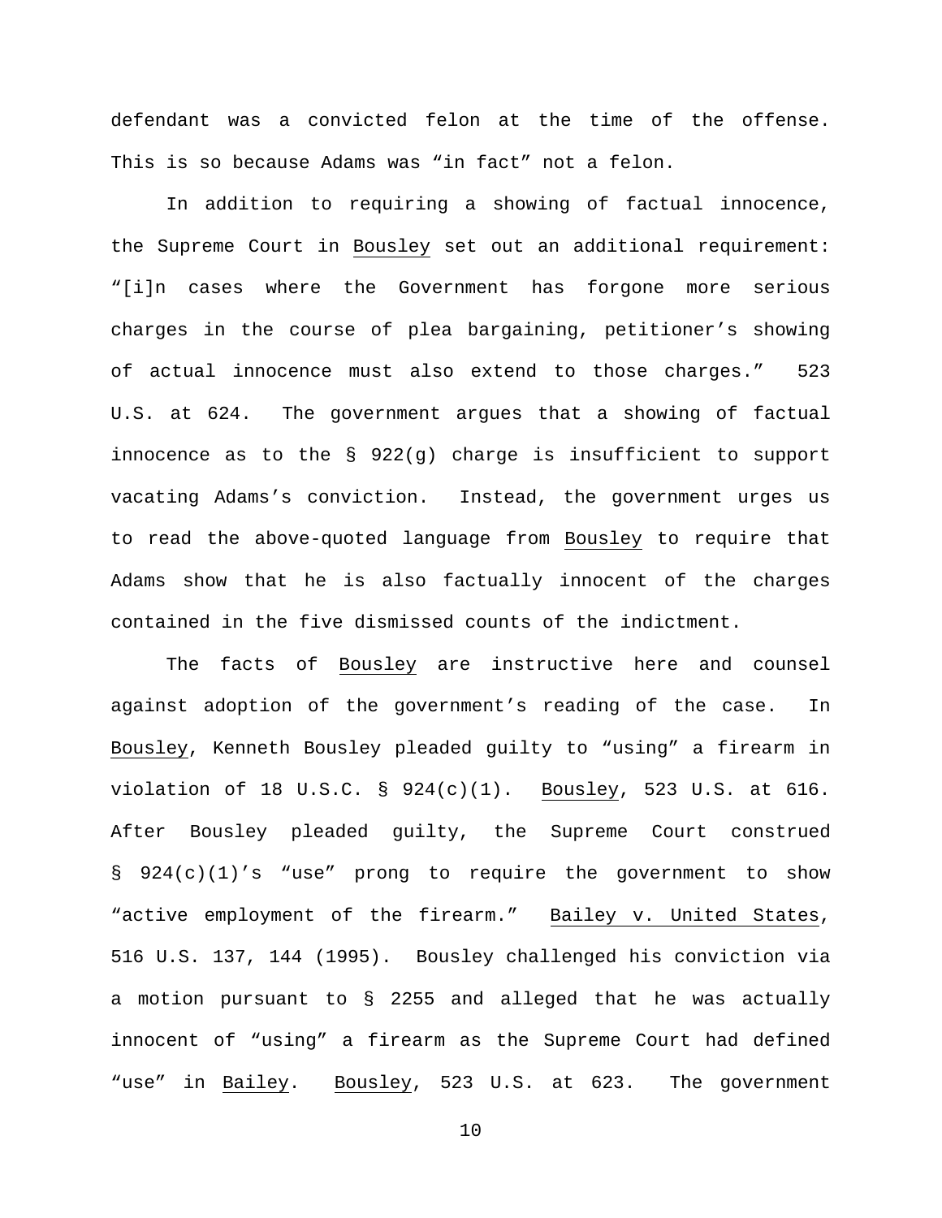defendant was a convicted felon at the time of the offense. This is so because Adams was "in fact" not a felon.

In addition to requiring a showing of factual innocence, the Supreme Court in Bousley set out an additional requirement: "[i]n cases where the Government has forgone more serious charges in the course of plea bargaining, petitioner's showing of actual innocence must also extend to those charges." 523 U.S. at 624. The government argues that a showing of factual innocence as to the § 922(g) charge is insufficient to support vacating Adams's conviction. Instead, the government urges us to read the above-quoted language from Bousley to require that Adams show that he is also factually innocent of the charges contained in the five dismissed counts of the indictment.

The facts of Bousley are instructive here and counsel against adoption of the government's reading of the case. In Bousley, Kenneth Bousley pleaded guilty to "using" a firearm in violation of 18 U.S.C. § 924(c)(1). Bousley, 523 U.S. at 616. After Bousley pleaded guilty, the Supreme Court construed § 924(c)(1)'s "use" prong to require the government to show "active employment of the firearm." Bailey v. United States, 516 U.S. 137, 144 (1995). Bousley challenged his conviction via a motion pursuant to § 2255 and alleged that he was actually innocent of "using" a firearm as the Supreme Court had defined "use" in Bailey. Bousley, 523 U.S. at 623. The government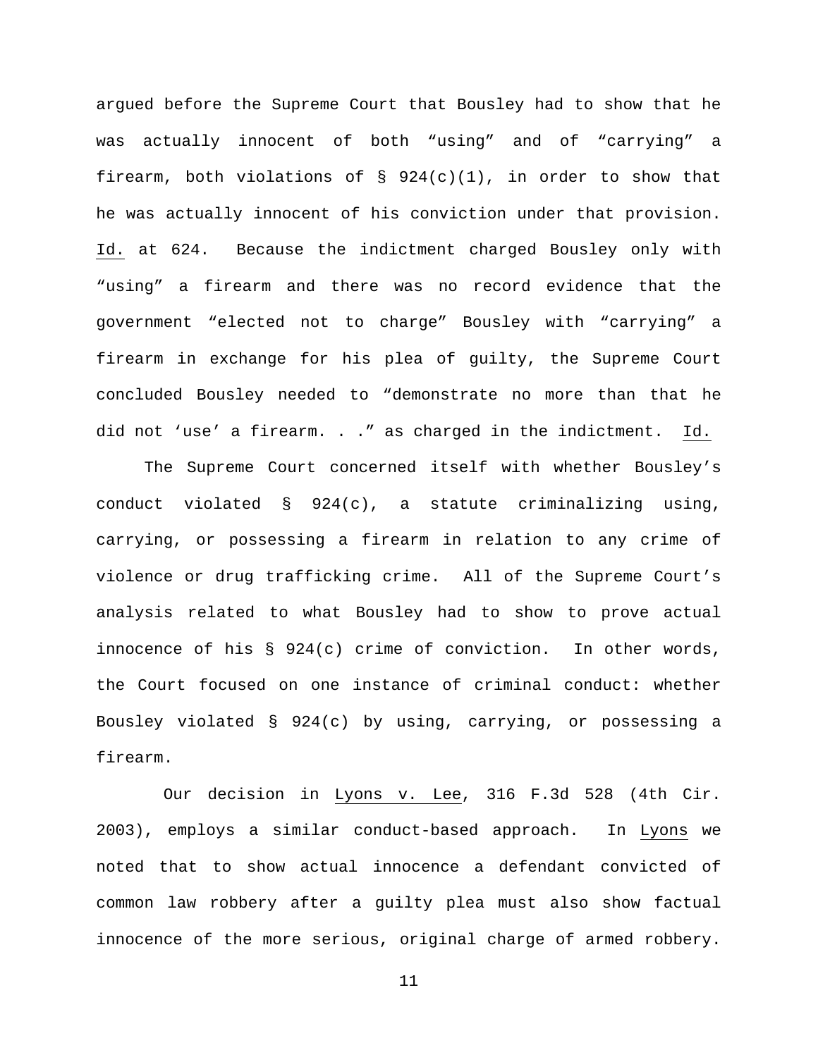argued before the Supreme Court that Bousley had to show that he was actually innocent of both “using” and of “carrying” a firearm, both violations of § 924(c)(1), in order to show that he was actually innocent of his conviction under that provision. Id. at 624. Because the indictment charged Bousley only with “using” a firearm and there was no record evidence that the government “elected not to charge” Bousley with “carrying” a firearm in exchange for his plea of guilty, the Supreme Court concluded Bousley needed to “demonstrate no more than that he did not ‘use’ a firearm. . .” as charged in the indictment. Id.

The Supreme Court concerned itself with whether Bousley’s conduct violated § 924(c), a statute criminalizing using, carrying, or possessing a firearm in relation to any crime of violence or drug trafficking crime. All of the Supreme Court’s analysis related to what Bousley had to show to prove actual innocence of his § 924(c) crime of conviction. In other words, the Court focused on one instance of criminal conduct: whether Bousley violated § 924(c) by using, carrying, or possessing a firearm.

Our decision in Lyons v. Lee, 316 F.3d 528 (4th Cir. 2003), employs a similar conduct-based approach. In Lyons we noted that to show actual innocence a defendant convicted of common law robbery after a guilty plea must also show factual innocence of the more serious, original charge of armed robbery.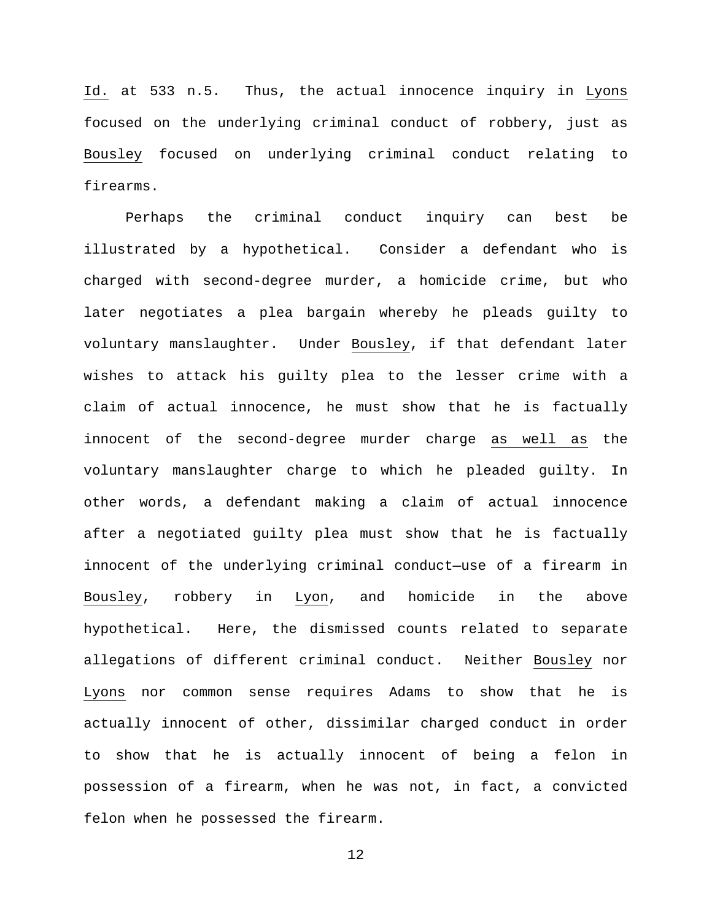Id. at 533 n.5. Thus, the actual innocence inquiry in Lyons focused on the underlying criminal conduct of robbery, just as Bousley focused on underlying criminal conduct relating to firearms.

Perhaps the criminal conduct inquiry can best be illustrated by a hypothetical. Consider a defendant who is charged with second-degree murder, a homicide crime, but who later negotiates a plea bargain whereby he pleads guilty to voluntary manslaughter. Under Bousley, if that defendant later wishes to attack his guilty plea to the lesser crime with a claim of actual innocence, he must show that he is factually innocent of the second-degree murder charge as well as the voluntary manslaughter charge to which he pleaded guilty. In other words, a defendant making a claim of actual innocence after a negotiated guilty plea must show that he is factually innocent of the underlying criminal conduct—use of a firearm in Bousley, robbery in Lyon, and homicide in the above hypothetical. Here, the dismissed counts related to separate allegations of different criminal conduct. Neither Bousley nor Lyons nor common sense requires Adams to show that he is actually innocent of other, dissimilar charged conduct in order to show that he is actually innocent of being a felon in possession of a firearm, when he was not, in fact, a convicted felon when he possessed the firearm.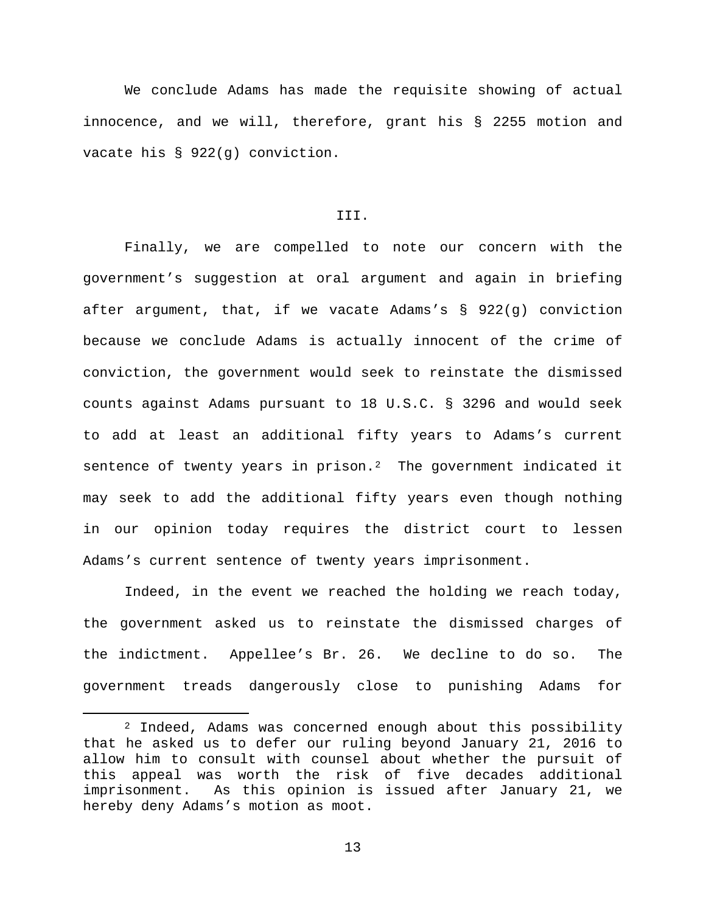We conclude Adams has made the requisite showing of actual innocence, and we will, therefore, grant his § 2255 motion and vacate his § 922(g) conviction.

## III.

Finally, we are compelled to note our concern with the government's suggestion at oral argument and again in briefing after argument, that, if we vacate Adams's § 922(g) conviction because we conclude Adams is actually innocent of the crime of conviction, the government would seek to reinstate the dismissed counts against Adams pursuant to 18 U.S.C. § 3296 and would seek to add at least an additional fifty years to Adams's current sentence of twenty years in prison.[2] The government indicated it may seek to add the additional fifty years even though nothing in our opinion today requires the district court to lessen Adams's current sentence of twenty years imprisonment.

Indeed, in the event we reached the holding we reach today, the government asked us to reinstate the dismissed charges of the indictment. Appellee's Br. 26. We decline to do so. The government treads dangerously close to punishing Adams for

[2] Indeed, Adams was concerned enough about this possibility that he asked us to defer our ruling beyond January 21, 2016 to allow him to consult with counsel about whether the pursuit of this appeal was worth the risk of five decades additional imprisonment. As this opinion is issued after January 21, we hereby deny Adams's motion as moot.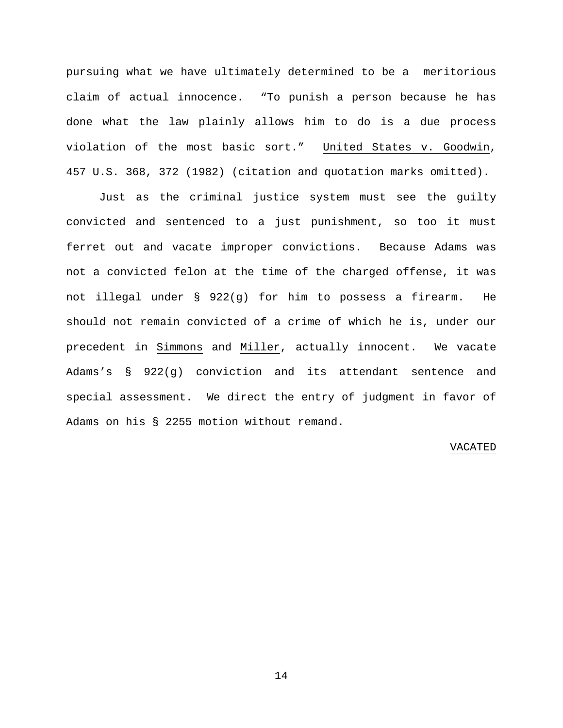pursuing what we have ultimately determined to be a meritorious claim of actual innocence. "To punish a person because he has done what the law plainly allows him to do is a due process violation of the most basic sort." United States v. Goodwin, 457 U.S. 368, 372 (1982) (citation and quotation marks omitted).

Just as the criminal justice system must see the guilty convicted and sentenced to a just punishment, so too it must ferret out and vacate improper convictions. Because Adams was not a convicted felon at the time of the charged offense, it was not illegal under § 922(g) for him to possess a firearm. He should not remain convicted of a crime of which he is, under our precedent in Simmons and Miller, actually innocent. We vacate Adams's § 922(g) conviction and its attendant sentence and special assessment. We direct the entry of judgment in favor of Adams on his § 2255 motion without remand.

VACATED